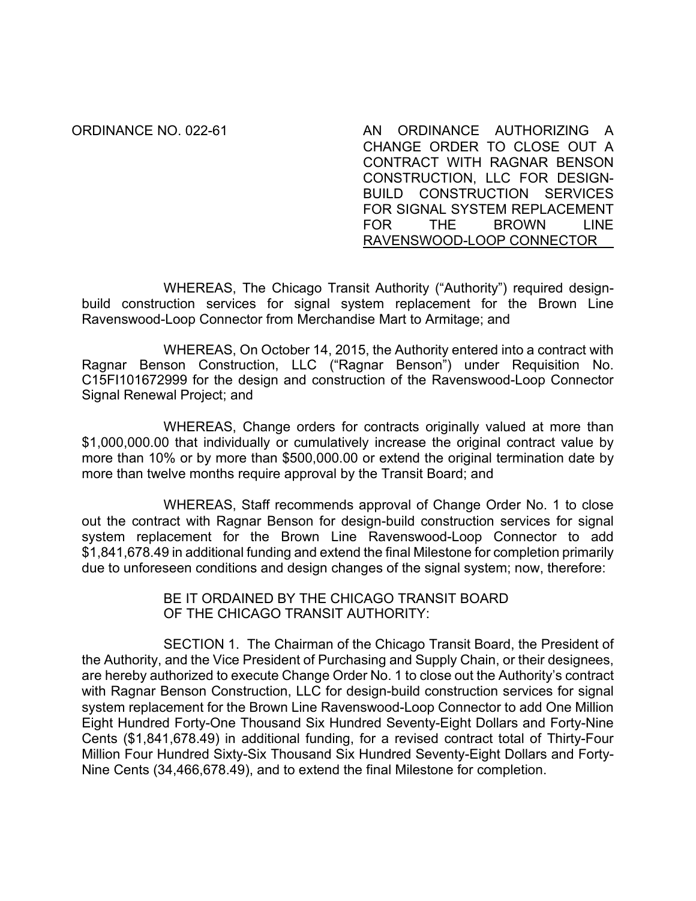ORDINANCE NO. 022-61

AN ORDINANCE AUTHORIZING A CHANGE ORDER TO CLOSE OUT A CONTRACT WITH RAGNAR BENSON CONSTRUCTION, LLC FOR DESIGN-BUILD CONSTRUCTION SERVICES FOR SIGNAL SYSTEM REPLACEMENT FOR THE BROWN LINE RAVENSWOOD-LOOP CONNECTOR

WHEREAS, The Chicago Transit Authority ("Authority") required design-build construction services for signal system replacement for the Brown Line Ravenswood-Loop Connector from Merchandise Mart to Armitage; and

WHEREAS, On October 14, 2015, the Authority entered into a contract with Ragnar Benson Construction, LLC ("Ragnar Benson") under Requisition No. C15FI101672999 for the design and construction of the Ravenswood-Loop Connector Signal Renewal Project; and

WHEREAS, Change orders for contracts originally valued at more than $1,000,000.00 that individually or cumulatively increase the original contract value by more than 10% or by more than $500,000.00 or extend the original termination date by more than twelve months require approval by the Transit Board; and

WHEREAS, Staff recommends approval of Change Order No. 1 to close out the contract with Ragnar Benson for design-build construction services for signal system replacement for the Brown Line Ravenswood-Loop Connector to add $1,841,678.49 in additional funding and extend the final Milestone for completion primarily due to unforeseen conditions and design changes of the signal system; now, therefore:

BE IT ORDAINED BY THE CHICAGO TRANSIT BOARD OF THE CHICAGO TRANSIT AUTHORITY:

SECTION 1. The Chairman of the Chicago Transit Board, the President of the Authority, and the Vice President of Purchasing and Supply Chain, or their designees, are hereby authorized to execute Change Order No. 1 to close out the Authority's contract with Ragnar Benson Construction, LLC for design-build construction services for signal system replacement for the Brown Line Ravenswood-Loop Connector to add One Million Eight Hundred Forty-One Thousand Six Hundred Seventy-Eight Dollars and Forty-Nine Cents ($1,841,678.49) in additional funding, for a revised contract total of Thirty-Four Million Four Hundred Sixty-Six Thousand Six Hundred Seventy-Eight Dollars and Forty-Nine Cents (34,466,678.49), and to extend the final Milestone for completion.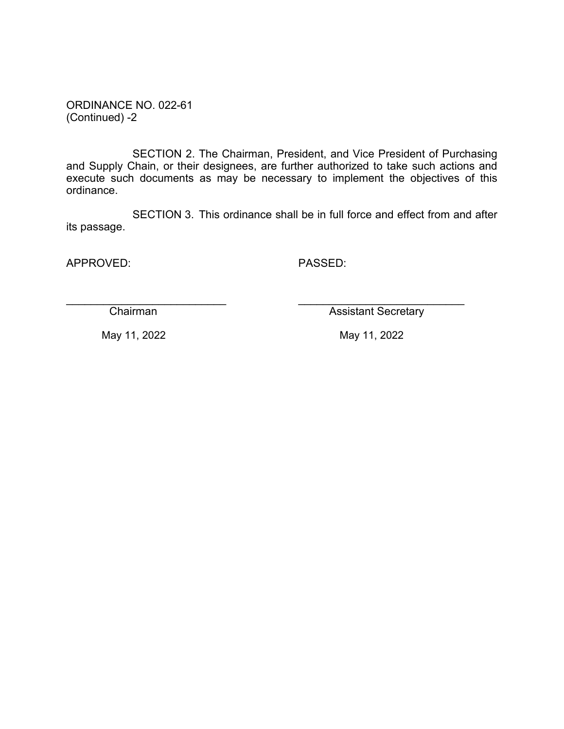ORDINANCE NO. 022-61
(Continued) -2

SECTION 2. The Chairman, President, and Vice President of Purchasing and Supply Chain, or their designees, are further authorized to take such actions and execute such documents as may be necessary to implement the objectives of this ordinance.

SECTION 3. This ordinance shall be in full force and effect from and after its passage.

| APPROVED: | PASSED: |
| --- | --- |
| ___________________________ | ___________________________ |
| Chairman | Assistant Secretary |
| May 11, 2022 | May 11, 2022 |